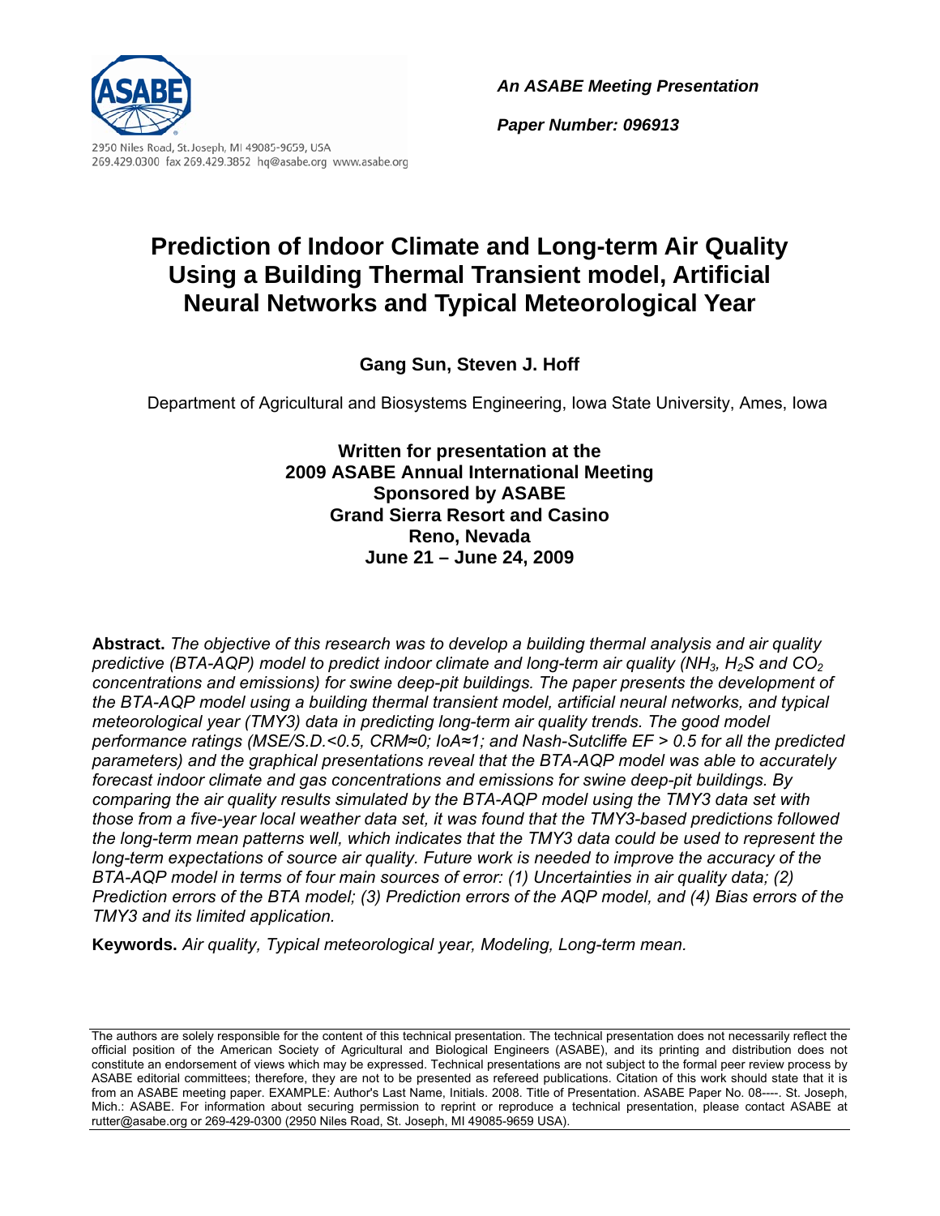2950 Niles Road, St. Joseph, MI 49085-9659, USA
269.429.0300 fax 269.429.3852 hq@asabe.org www.asabe.org

***An ASABE Meeting Presentation***

***Paper Number: 096913***

# Prediction of Indoor Climate and Long-term Air Quality Using a Building Thermal Transient model, Artificial Neural Networks and Typical Meteorological Year

**Gang Sun, Steven J. Hoff**

Department of Agricultural and Biosystems Engineering, Iowa State University, Ames, Iowa

**Written for presentation at the**
**2009 ASABE Annual International Meeting**
**Sponsored by ASABE**
**Grand Sierra Resort and Casino**
**Reno, Nevada**
**June 21 – June 24, 2009**

**Abstract.** *The objective of this research was to develop a building thermal analysis and air quality predictive (BTA-AQP) model to predict indoor climate and long-term air quality ($NH_3$, $H_2S$ and $CO_2$ concentrations and emissions) for swine deep-pit buildings. The paper presents the development of the BTA-AQP model using a building thermal transient model, artificial neural networks, and typical meteorological year (TMY3) data in predicting long-term air quality trends. The good model performance ratings (MSE/S.D.<0.5, CRM≈0; IoA≈1; and Nash-Sutcliffe EF > 0.5 for all the predicted parameters) and the graphical presentations reveal that the BTA-AQP model was able to accurately forecast indoor climate and gas concentrations and emissions for swine deep-pit buildings. By comparing the air quality results simulated by the BTA-AQP model using the TMY3 data set with those from a five-year local weather data set, it was found that the TMY3-based predictions followed the long-term mean patterns well, which indicates that the TMY3 data could be used to represent the long-term expectations of source air quality. Future work is needed to improve the accuracy of the BTA-AQP model in terms of four main sources of error: (1) Uncertainties in air quality data; (2) Prediction errors of the BTA model; (3) Prediction errors of the AQP model, and (4) Bias errors of the TMY3 and its limited application.*

**Keywords.** *Air quality, Typical meteorological year, Modeling, Long-term mean.*

The authors are solely responsible for the content of this technical presentation. The technical presentation does not necessarily reflect the official position of the American Society of Agricultural and Biological Engineers (ASABE), and its printing and distribution does not constitute an endorsement of views which may be expressed. Technical presentations are not subject to the formal peer review process by ASABE editorial committees; therefore, they are not to be presented as refereed publications. Citation of this work should state that it is from an ASABE meeting paper. EXAMPLE: Author's Last Name, Initials. 2008. Title of Presentation. ASABE Paper No. 08----. St. Joseph, Mich.: ASABE. For information about securing permission to reprint or reproduce a technical presentation, please contact ASABE at rutter@asabe.org or 269-429-0300 (2950 Niles Road, St. Joseph, MI 49085-9659 USA).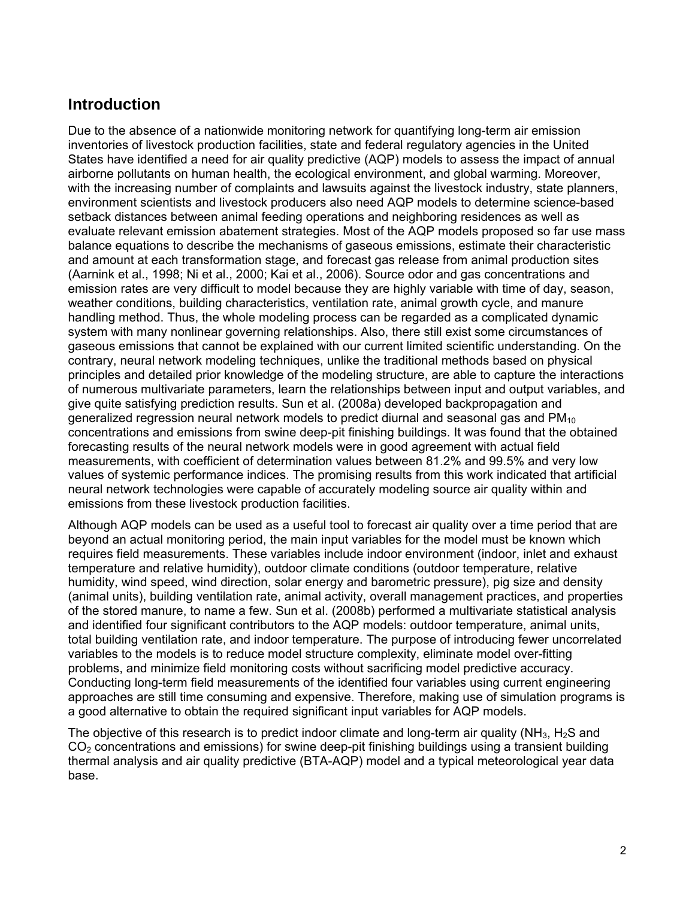## Introduction

Due to the absence of a nationwide monitoring network for quantifying long-term air emission inventories of livestock production facilities, state and federal regulatory agencies in the United States have identified a need for air quality predictive (AQP) models to assess the impact of annual airborne pollutants on human health, the ecological environment, and global warming. Moreover, with the increasing number of complaints and lawsuits against the livestock industry, state planners, environment scientists and livestock producers also need AQP models to determine science-based setback distances between animal feeding operations and neighboring residences as well as evaluate relevant emission abatement strategies. Most of the AQP models proposed so far use mass balance equations to describe the mechanisms of gaseous emissions, estimate their characteristic and amount at each transformation stage, and forecast gas release from animal production sites (Aarnink et al., 1998; Ni et al., 2000; Kai et al., 2006). Source odor and gas concentrations and emission rates are very difficult to model because they are highly variable with time of day, season, weather conditions, building characteristics, ventilation rate, animal growth cycle, and manure handling method. Thus, the whole modeling process can be regarded as a complicated dynamic system with many nonlinear governing relationships. Also, there still exist some circumstances of gaseous emissions that cannot be explained with our current limited scientific understanding. On the contrary, neural network modeling techniques, unlike the traditional methods based on physical principles and detailed prior knowledge of the modeling structure, are able to capture the interactions of numerous multivariate parameters, learn the relationships between input and output variables, and give quite satisfying prediction results. Sun et al. (2008a) developed backpropagation and generalized regression neural network models to predict diurnal and seasonal gas and $PM_{10}$ concentrations and emissions from swine deep-pit finishing buildings. It was found that the obtained forecasting results of the neural network models were in good agreement with actual field measurements, with coefficient of determination values between 81.2% and 99.5% and very low values of systemic performance indices. The promising results from this work indicated that artificial neural network technologies were capable of accurately modeling source air quality within and emissions from these livestock production facilities.

Although AQP models can be used as a useful tool to forecast air quality over a time period that are beyond an actual monitoring period, the main input variables for the model must be known which requires field measurements. These variables include indoor environment (indoor, inlet and exhaust temperature and relative humidity), outdoor climate conditions (outdoor temperature, relative humidity, wind speed, wind direction, solar energy and barometric pressure), pig size and density (animal units), building ventilation rate, animal activity, overall management practices, and properties of the stored manure, to name a few. Sun et al. (2008b) performed a multivariate statistical analysis and identified four significant contributors to the AQP models: outdoor temperature, animal units, total building ventilation rate, and indoor temperature. The purpose of introducing fewer uncorrelated variables to the models is to reduce model structure complexity, eliminate model over-fitting problems, and minimize field monitoring costs without sacrificing model predictive accuracy. Conducting long-term field measurements of the identified four variables using current engineering approaches are still time consuming and expensive. Therefore, making use of simulation programs is a good alternative to obtain the required significant input variables for AQP models.

The objective of this research is to predict indoor climate and long-term air quality ($NH_3$, $H_2S$ and $CO_2$ concentrations and emissions) for swine deep-pit finishing buildings using a transient building thermal analysis and air quality predictive (BTA-AQP) model and a typical meteorological year data base.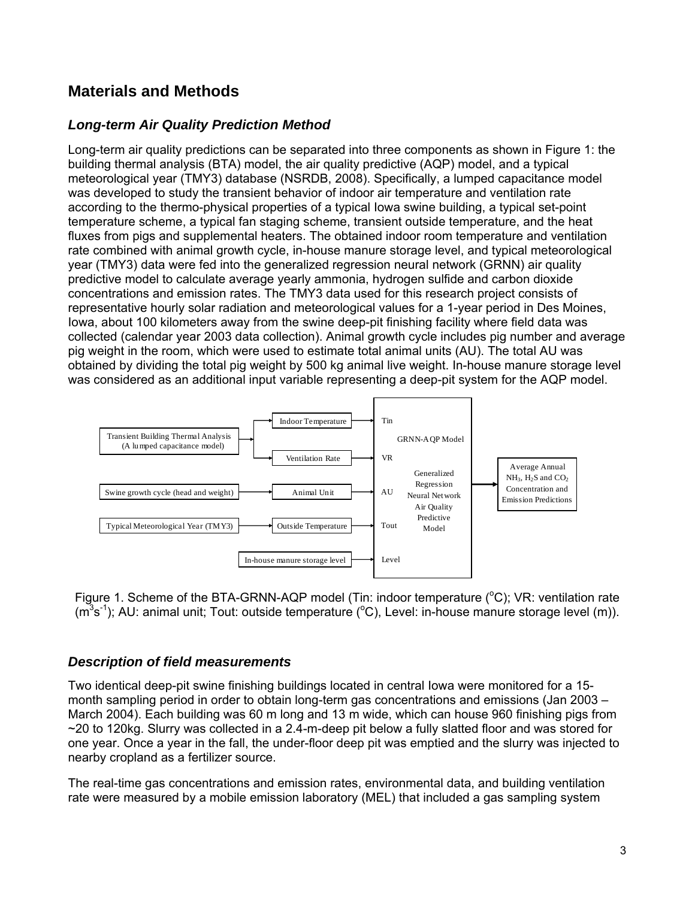## Materials and Methods

### *Long-term Air Quality Prediction Method*

Long-term air quality predictions can be separated into three components as shown in Figure 1: the building thermal analysis (BTA) model, the air quality predictive (AQP) model, and a typical meteorological year (TMY3) database (NSRDB, 2008). Specifically, a lumped capacitance model was developed to study the transient behavior of indoor air temperature and ventilation rate according to the thermo-physical properties of a typical Iowa swine building, a typical set-point temperature scheme, a typical fan staging scheme, transient outside temperature, and the heat fluxes from pigs and supplemental heaters. The obtained indoor room temperature and ventilation rate combined with animal growth cycle, in-house manure storage level, and typical meteorological year (TMY3) data were fed into the generalized regression neural network (GRNN) air quality predictive model to calculate average yearly ammonia, hydrogen sulfide and carbon dioxide concentrations and emission rates. The TMY3 data used for this research project consists of representative hourly solar radiation and meteorological values for a 1-year period in Des Moines, Iowa, about 100 kilometers away from the swine deep-pit finishing facility where field data was collected (calendar year 2003 data collection). Animal growth cycle includes pig number and average pig weight in the room, which were used to estimate total animal units (AU). The total AU was obtained by dividing the total pig weight by 500 kg animal live weight. In-house manure storage level was considered as an additional input variable representing a deep-pit system for the AQP model.

Transient Building Thermal Analysis (A lumped capacitance model) → Indoor Temperature → Tin; Ventilation Rate → VR

Swine growth cycle (head and weight) → Animal Unit → AU

Typical Meteorological Year (TMY3) → Outside Temperature → Tout

In-house manure storage level → Level

GRNN-AQP Model (Generalized Regression Neural Network Air Quality Predictive Model) → Average Annual $NH_3$, $H_2S$ and $CO_2$ Concentration and Emission Predictions

Figure 1. Scheme of the BTA-GRNN-AQP model (Tin: indoor temperature (°C); VR: ventilation rate ($m^3s^{-1}$); AU: animal unit; Tout: outside temperature (°C), Level: in-house manure storage level (m)).

### *Description of field measurements*

Two identical deep-pit swine finishing buildings located in central Iowa were monitored for a 15-month sampling period in order to obtain long-term gas concentrations and emissions (Jan 2003 – March 2004). Each building was 60 m long and 13 m wide, which can house 960 finishing pigs from ~20 to 120kg. Slurry was collected in a 2.4-m-deep pit below a fully slatted floor and was stored for one year. Once a year in the fall, the under-floor deep pit was emptied and the slurry was injected to nearby cropland as a fertilizer source.

The real-time gas concentrations and emission rates, environmental data, and building ventilation rate were measured by a mobile emission laboratory (MEL) that included a gas sampling system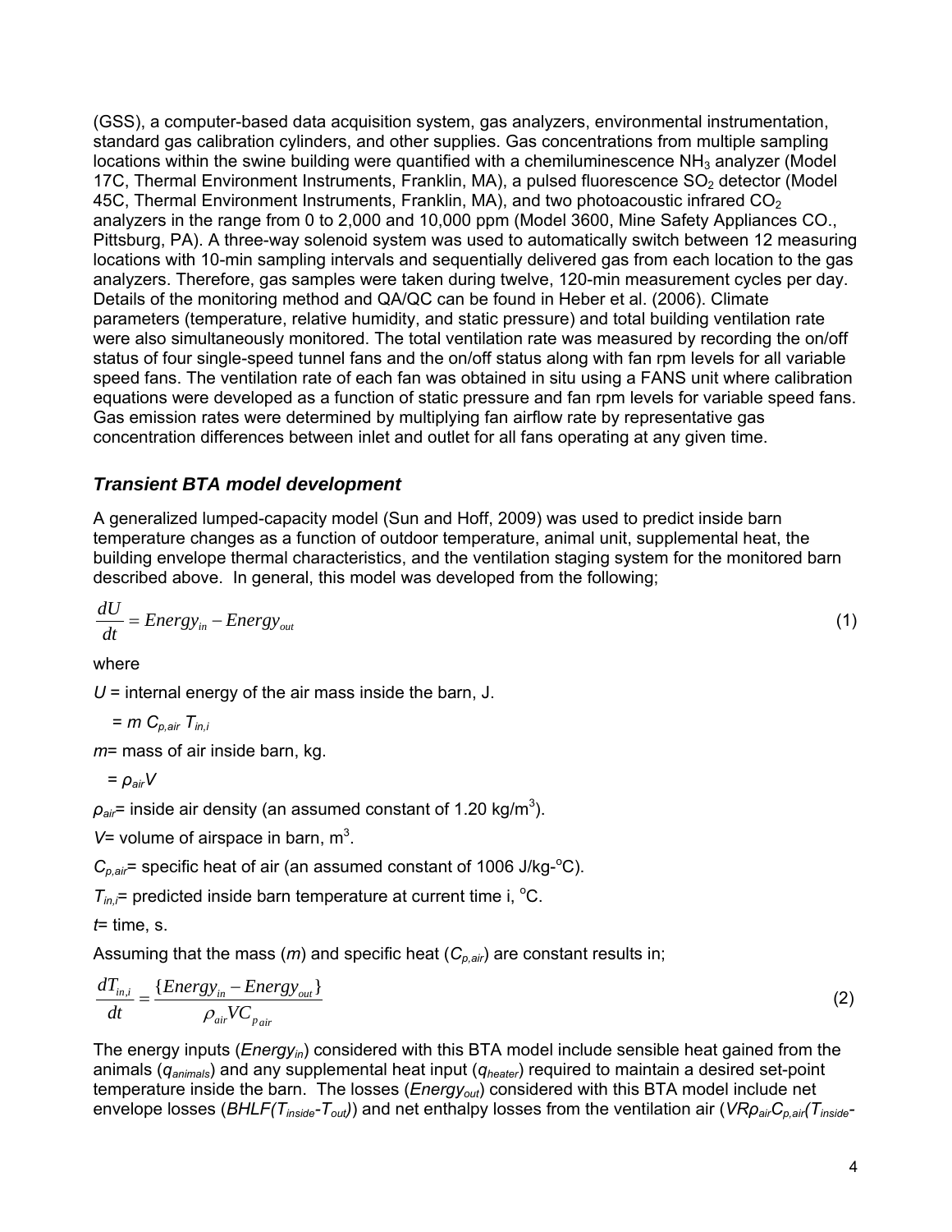(GSS), a computer-based data acquisition system, gas analyzers, environmental instrumentation, standard gas calibration cylinders, and other supplies. Gas concentrations from multiple sampling locations within the swine building were quantified with a chemiluminescence $NH_3$ analyzer (Model 17C, Thermal Environment Instruments, Franklin, MA), a pulsed fluorescence $SO_2$ detector (Model 45C, Thermal Environment Instruments, Franklin, MA), and two photoacoustic infrared $CO_2$ analyzers in the range from 0 to 2,000 and 10,000 ppm (Model 3600, Mine Safety Appliances CO., Pittsburg, PA). A three-way solenoid system was used to automatically switch between 12 measuring locations with 10-min sampling intervals and sequentially delivered gas from each location to the gas analyzers. Therefore, gas samples were taken during twelve, 120-min measurement cycles per day. Details of the monitoring method and QA/QC can be found in Heber et al. (2006). Climate parameters (temperature, relative humidity, and static pressure) and total building ventilation rate were also simultaneously monitored. The total ventilation rate was measured by recording the on/off status of four single-speed tunnel fans and the on/off status along with fan rpm levels for all variable speed fans. The ventilation rate of each fan was obtained in situ using a FANS unit where calibration equations were developed as a function of static pressure and fan rpm levels for variable speed fans. Gas emission rates were determined by multiplying fan airflow rate by representative gas concentration differences between inlet and outlet for all fans operating at any given time.

### *Transient BTA model development*

A generalized lumped-capacity model (Sun and Hoff, 2009) was used to predict inside barn temperature changes as a function of outdoor temperature, animal unit, supplemental heat, the building envelope thermal characteristics, and the ventilation staging system for the monitored barn described above. In general, this model was developed from the following;

$$\frac{dU}{dt} = Energy_{in} - Energy_{out} \tag{1}$$

where

$U$ = internal energy of the air mass inside the barn, J.

$= m\, C_{p,air}\, T_{in,i}$

$m$= mass of air inside barn, kg.

$= \rho_{air} V$

$\rho_{air}$= inside air density (an assumed constant of 1.20 kg/m$^3$).

$V$= volume of airspace in barn, m$^3$.

$C_{p,air}$= specific heat of air (an assumed constant of 1006 J/kg-$^o$C).

$T_{in,i}$= predicted inside barn temperature at current time i, $^o$C.

$t$= time, s.

Assuming that the mass ($m$) and specific heat ($C_{p,air}$) are constant results in;

$$\frac{dT_{in,i}}{dt} = \frac{\{Energy_{in} - Energy_{out}\}}{\rho_{air} V C_{p_{air}}} \tag{2}$$

The energy inputs ($Energy_{in}$) considered with this BTA model include sensible heat gained from the animals ($q_{animals}$) and any supplemental heat input ($q_{heater}$) required to maintain a desired set-point temperature inside the barn. The losses ($Energy_{out}$) considered with this BTA model include net envelope losses ($BHLF(T_{inside}$-$T_{out})$) and net enthalpy losses from the ventilation air ($VR\rho_{air}C_{p,air}(T_{inside}$-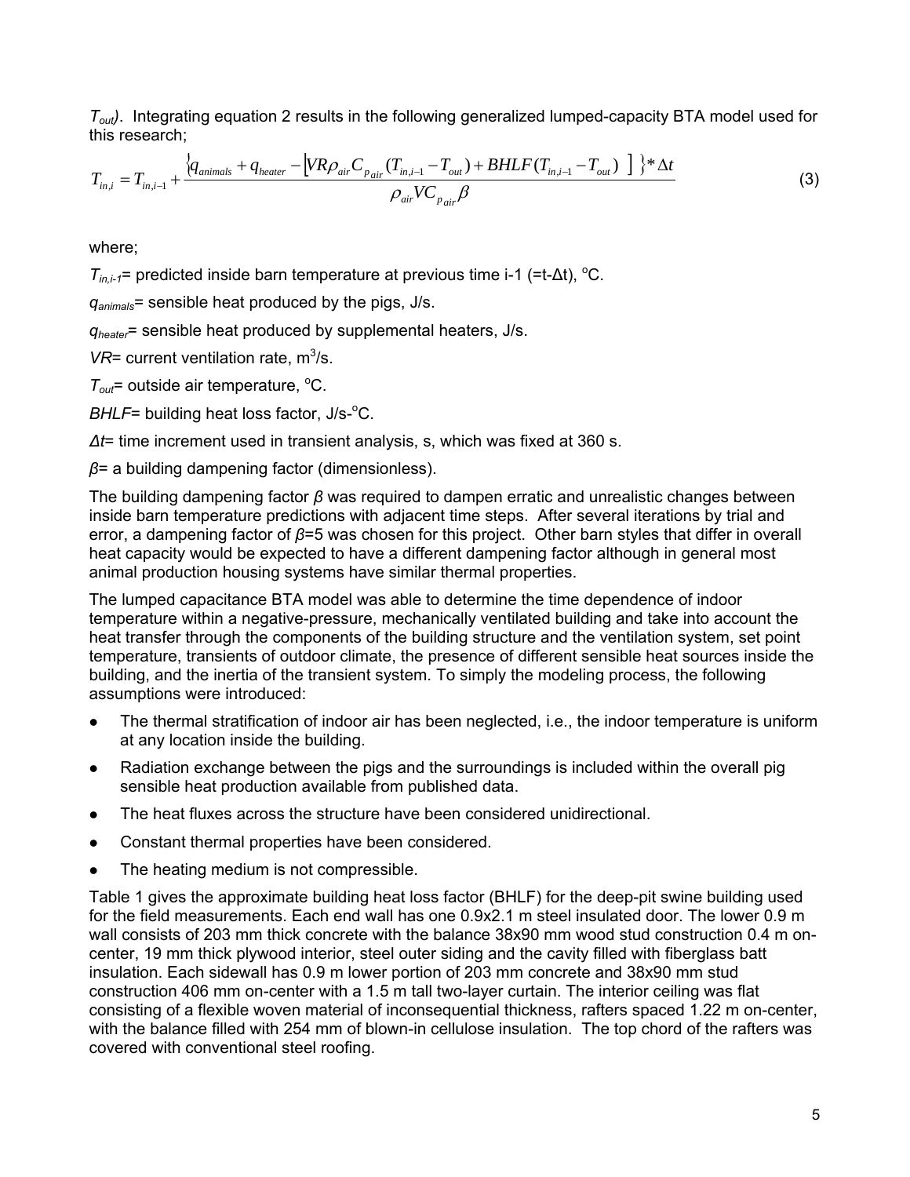$T_{out}$). Integrating equation 2 results in the following generalized lumped-capacity BTA model used for this research;

$$T_{in,i} = T_{in,i-1} + \frac{\left\{ q_{animals} + q_{heater} - \left[ VR\rho_{air}C_{p_{air}}(T_{in,i-1} - T_{out}) + BHLF(T_{in,i-1} - T_{out}) \right] \right\} * \Delta t}{\rho_{air} V C_{p_{air}} \beta} \tag{3}$$

where;

$T_{in,i-1}$= predicted inside barn temperature at previous time i-1 (=t-Δt), °C.

$q_{animals}$= sensible heat produced by the pigs, J/s.

$q_{heater}$= sensible heat produced by supplemental heaters, J/s.

$VR$= current ventilation rate, m$^3$/s.

$T_{out}$= outside air temperature, °C.

$BHLF$= building heat loss factor, J/s-°C.

$\Delta t$= time increment used in transient analysis, s, which was fixed at 360 s.

$\beta$= a building dampening factor (dimensionless).

The building dampening factor $\beta$ was required to dampen erratic and unrealistic changes between inside barn temperature predictions with adjacent time steps. After several iterations by trial and error, a dampening factor of $\beta$=5 was chosen for this project. Other barn styles that differ in overall heat capacity would be expected to have a different dampening factor although in general most animal production housing systems have similar thermal properties.

The lumped capacitance BTA model was able to determine the time dependence of indoor temperature within a negative-pressure, mechanically ventilated building and take into account the heat transfer through the components of the building structure and the ventilation system, set point temperature, transients of outdoor climate, the presence of different sensible heat sources inside the building, and the inertia of the transient system. To simply the modeling process, the following assumptions were introduced:

- The thermal stratification of indoor air has been neglected, i.e., the indoor temperature is uniform at any location inside the building.
- Radiation exchange between the pigs and the surroundings is included within the overall pig sensible heat production available from published data.
- The heat fluxes across the structure have been considered unidirectional.
- Constant thermal properties have been considered.
- The heating medium is not compressible.

Table 1 gives the approximate building heat loss factor (BHLF) for the deep-pit swine building used for the field measurements. Each end wall has one 0.9x2.1 m steel insulated door. The lower 0.9 m wall consists of 203 mm thick concrete with the balance 38x90 mm wood stud construction 0.4 m on-center, 19 mm thick plywood interior, steel outer siding and the cavity filled with fiberglass batt insulation. Each sidewall has 0.9 m lower portion of 203 mm concrete and 38x90 mm stud construction 406 mm on-center with a 1.5 m tall two-layer curtain. The interior ceiling was flat consisting of a flexible woven material of inconsequential thickness, rafters spaced 1.22 m on-center, with the balance filled with 254 mm of blown-in cellulose insulation. The top chord of the rafters was covered with conventional steel roofing.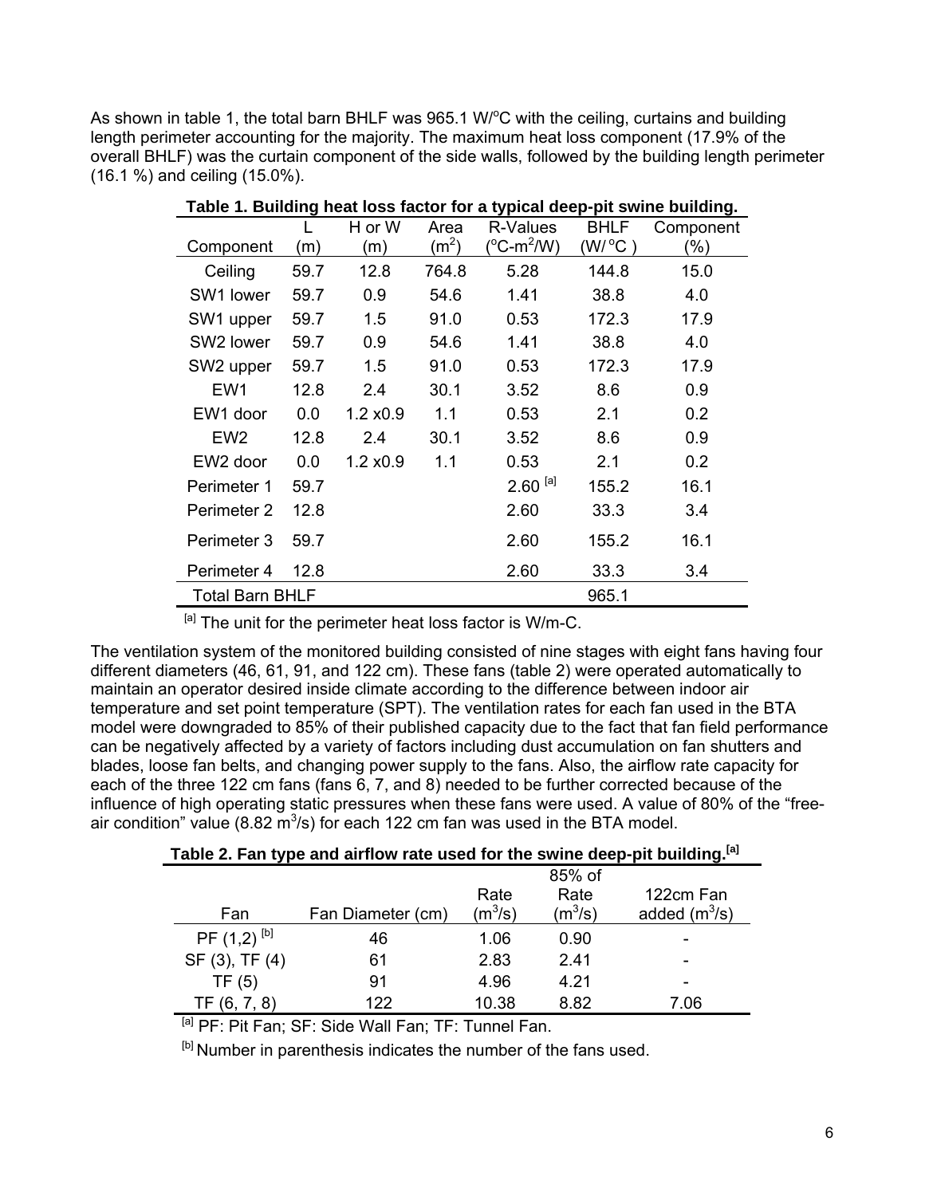As shown in table 1, the total barn BHLF was 965.1 W/°C with the ceiling, curtains and building length perimeter accounting for the majority. The maximum heat loss component (17.9% of the overall BHLF) was the curtain component of the side walls, followed by the building length perimeter (16.1 %) and ceiling (15.0%).

**Table 1. Building heat loss factor for a typical deep-pit swine building.**

| Component | L (m) | H or W (m) | Area ($m^2$) | R-Values (°C-$m^2$/W) | BHLF (W/°C) | Component (%) |
|---|---|---|---|---|---|---|
| Ceiling | 59.7 | 12.8 | 764.8 | 5.28 | 144.8 | 15.0 |
| SW1 lower | 59.7 | 0.9 | 54.6 | 1.41 | 38.8 | 4.0 |
| SW1 upper | 59.7 | 1.5 | 91.0 | 0.53 | 172.3 | 17.9 |
| SW2 lower | 59.7 | 0.9 | 54.6 | 1.41 | 38.8 | 4.0 |
| SW2 upper | 59.7 | 1.5 | 91.0 | 0.53 | 172.3 | 17.9 |
| EW1 | 12.8 | 2.4 | 30.1 | 3.52 | 8.6 | 0.9 |
| EW1 door | 0.0 | 1.2 x0.9 | 1.1 | 0.53 | 2.1 | 0.2 |
| EW2 | 12.8 | 2.4 | 30.1 | 3.52 | 8.6 | 0.9 |
| EW2 door | 0.0 | 1.2 x0.9 | 1.1 | 0.53 | 2.1 | 0.2 |
| Perimeter 1 | 59.7 | | | 2.60 [a] | 155.2 | 16.1 |
| Perimeter 2 | 12.8 | | | 2.60 | 33.3 | 3.4 |
| Perimeter 3 | 59.7 | | | 2.60 | 155.2 | 16.1 |
| Perimeter 4 | 12.8 | | | 2.60 | 33.3 | 3.4 |
| Total Barn BHLF | | | | | 965.1 | |

[a] The unit for the perimeter heat loss factor is W/m-C.

The ventilation system of the monitored building consisted of nine stages with eight fans having four different diameters (46, 61, 91, and 122 cm). These fans (table 2) were operated automatically to maintain an operator desired inside climate according to the difference between indoor air temperature and set point temperature (SPT). The ventilation rates for each fan used in the BTA model were downgraded to 85% of their published capacity due to the fact that fan field performance can be negatively affected by a variety of factors including dust accumulation on fan shutters and blades, loose fan belts, and changing power supply to the fans. Also, the airflow rate capacity for each of the three 122 cm fans (fans 6, 7, and 8) needed to be further corrected because of the influence of high operating static pressures when these fans were used. A value of 80% of the "free-air condition" value (8.82 $m^3$/s) for each 122 cm fan was used in the BTA model.

**Table 2. Fan type and airflow rate used for the swine deep-pit building.[a]**

| Fan | Fan Diameter (cm) | Rate ($m^3$/s) | 85% of Rate ($m^3$/s) | 122cm Fan added ($m^3$/s) |
|---|---|---|---|---|
| PF (1,2) [b] | 46 | 1.06 | 0.90 | - |
| SF (3), TF (4) | 61 | 2.83 | 2.41 | - |
| TF (5) | 91 | 4.96 | 4.21 | - |
| TF (6, 7, 8) | 122 | 10.38 | 8.82 | 7.06 |

[a] PF: Pit Fan; SF: Side Wall Fan; TF: Tunnel Fan.

[b] Number in parenthesis indicates the number of the fans used.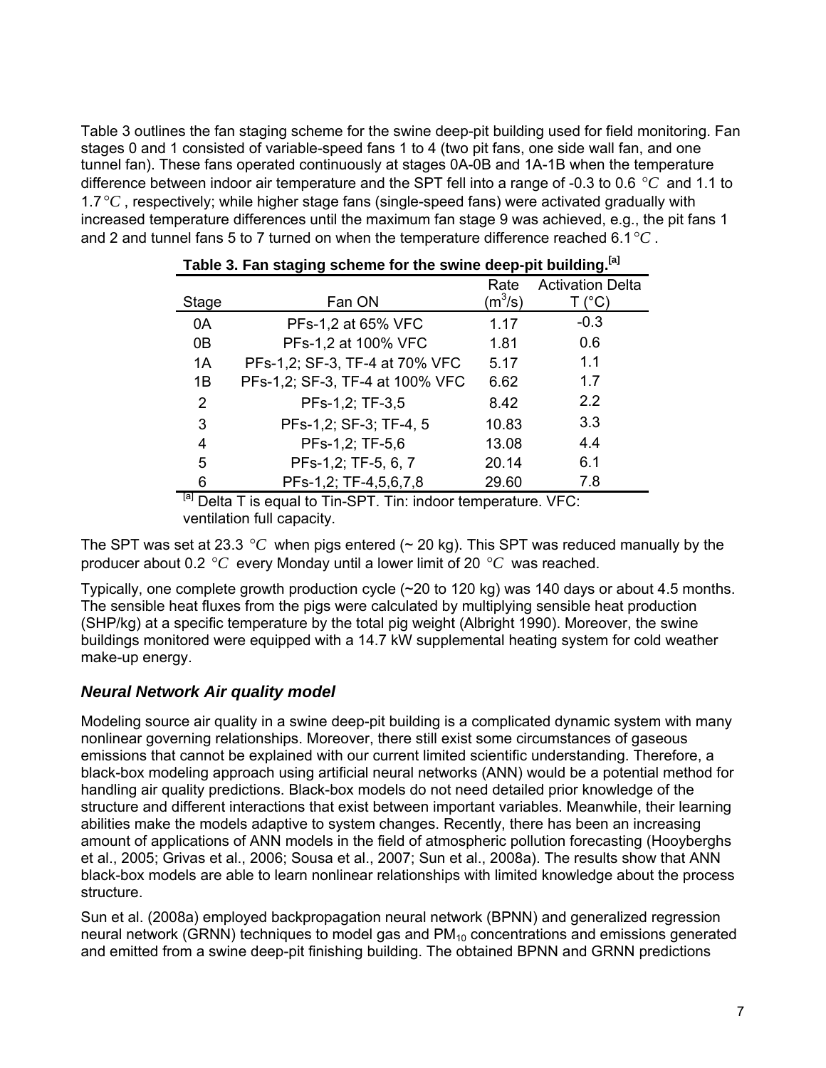Table 3 outlines the fan staging scheme for the swine deep-pit building used for field monitoring. Fan stages 0 and 1 consisted of variable-speed fans 1 to 4 (two pit fans, one side wall fan, and one tunnel fan). These fans operated continuously at stages 0A-0B and 1A-1B when the temperature difference between indoor air temperature and the SPT fell into a range of -0.3 to 0.6 $°C$ and 1.1 to 1.7 $°C$, respectively; while higher stage fans (single-speed fans) were activated gradually with increased temperature differences until the maximum fan stage 9 was achieved, e.g., the pit fans 1 and 2 and tunnel fans 5 to 7 turned on when the temperature difference reached 6.1 $°C$.

**Table 3. Fan staging scheme for the swine deep-pit building.[a]**

| Stage | Fan ON | Rate ($m^3/s$) | Activation Delta T (°C) |
|---|---|---|---|
| 0A | PFs-1,2 at 65% VFC | 1.17 | -0.3 |
| 0B | PFs-1,2 at 100% VFC | 1.81 | 0.6 |
| 1A | PFs-1,2; SF-3, TF-4 at 70% VFC | 5.17 | 1.1 |
| 1B | PFs-1,2; SF-3, TF-4 at 100% VFC | 6.62 | 1.7 |
| 2 | PFs-1,2; TF-3,5 | 8.42 | 2.2 |
| 3 | PFs-1,2; SF-3; TF-4, 5 | 10.83 | 3.3 |
| 4 | PFs-1,2; TF-5,6 | 13.08 | 4.4 |
| 5 | PFs-1,2; TF-5, 6, 7 | 20.14 | 6.1 |
| 6 | PFs-1,2; TF-4,5,6,7,8 | 29.60 | 7.8 |

[a] Delta T is equal to Tin-SPT. Tin: indoor temperature. VFC: ventilation full capacity.

The SPT was set at 23.3 $°C$ when pigs entered (~ 20 kg). This SPT was reduced manually by the producer about 0.2 $°C$ every Monday until a lower limit of 20 $°C$ was reached.

Typically, one complete growth production cycle (~20 to 120 kg) was 140 days or about 4.5 months. The sensible heat fluxes from the pigs were calculated by multiplying sensible heat production (SHP/kg) at a specific temperature by the total pig weight (Albright 1990). Moreover, the swine buildings monitored were equipped with a 14.7 kW supplemental heating system for cold weather make-up energy.

### *Neural Network Air quality model*

Modeling source air quality in a swine deep-pit building is a complicated dynamic system with many nonlinear governing relationships. Moreover, there still exist some circumstances of gaseous emissions that cannot be explained with our current limited scientific understanding. Therefore, a black-box modeling approach using artificial neural networks (ANN) would be a potential method for handling air quality predictions. Black-box models do not need detailed prior knowledge of the structure and different interactions that exist between important variables. Meanwhile, their learning abilities make the models adaptive to system changes. Recently, there has been an increasing amount of applications of ANN models in the field of atmospheric pollution forecasting (Hooyberghs et al., 2005; Grivas et al., 2006; Sousa et al., 2007; Sun et al., 2008a). The results show that ANN black-box models are able to learn nonlinear relationships with limited knowledge about the process structure.

Sun et al. (2008a) employed backpropagation neural network (BPNN) and generalized regression neural network (GRNN) techniques to model gas and $PM_{10}$ concentrations and emissions generated and emitted from a swine deep-pit finishing building. The obtained BPNN and GRNN predictions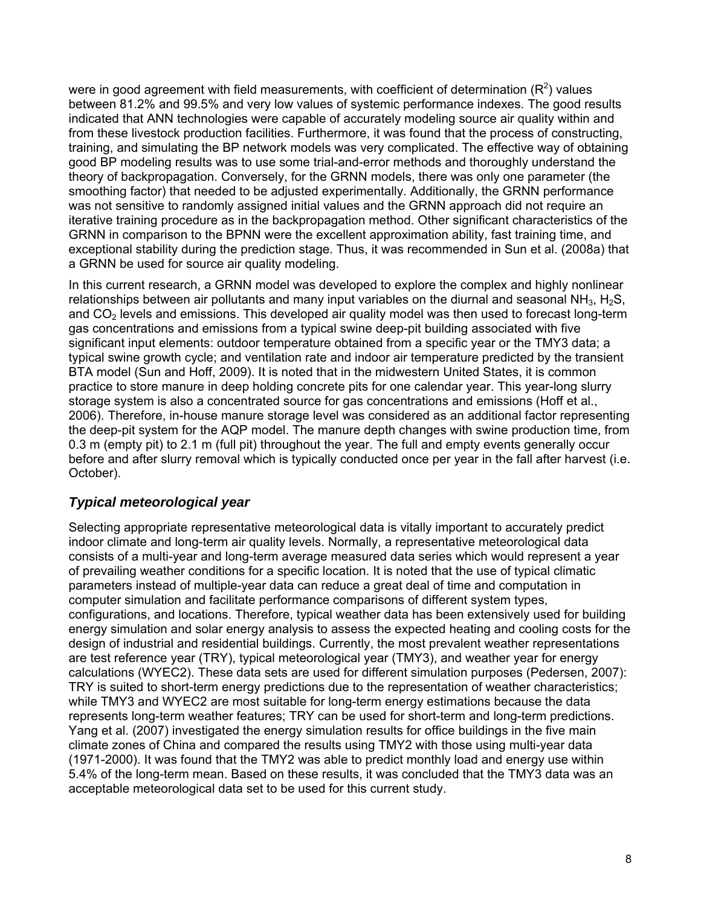were in good agreement with field measurements, with coefficient of determination ($R^2$) values between 81.2% and 99.5% and very low values of systemic performance indexes. The good results indicated that ANN technologies were capable of accurately modeling source air quality within and from these livestock production facilities. Furthermore, it was found that the process of constructing, training, and simulating the BP network models was very complicated. The effective way of obtaining good BP modeling results was to use some trial-and-error methods and thoroughly understand the theory of backpropagation. Conversely, for the GRNN models, there was only one parameter (the smoothing factor) that needed to be adjusted experimentally. Additionally, the GRNN performance was not sensitive to randomly assigned initial values and the GRNN approach did not require an iterative training procedure as in the backpropagation method. Other significant characteristics of the GRNN in comparison to the BPNN were the excellent approximation ability, fast training time, and exceptional stability during the prediction stage. Thus, it was recommended in Sun et al. (2008a) that a GRNN be used for source air quality modeling.

In this current research, a GRNN model was developed to explore the complex and highly nonlinear relationships between air pollutants and many input variables on the diurnal and seasonal $NH_3$, $H_2S$, and $CO_2$ levels and emissions. This developed air quality model was then used to forecast long-term gas concentrations and emissions from a typical swine deep-pit building associated with five significant input elements: outdoor temperature obtained from a specific year or the TMY3 data; a typical swine growth cycle; and ventilation rate and indoor air temperature predicted by the transient BTA model (Sun and Hoff, 2009). It is noted that in the midwestern United States, it is common practice to store manure in deep holding concrete pits for one calendar year. This year-long slurry storage system is also a concentrated source for gas concentrations and emissions (Hoff et al., 2006). Therefore, in-house manure storage level was considered as an additional factor representing the deep-pit system for the AQP model. The manure depth changes with swine production time, from 0.3 m (empty pit) to 2.1 m (full pit) throughout the year. The full and empty events generally occur before and after slurry removal which is typically conducted once per year in the fall after harvest (i.e. October).

### *Typical meteorological year*

Selecting appropriate representative meteorological data is vitally important to accurately predict indoor climate and long-term air quality levels. Normally, a representative meteorological data consists of a multi-year and long-term average measured data series which would represent a year of prevailing weather conditions for a specific location. It is noted that the use of typical climatic parameters instead of multiple-year data can reduce a great deal of time and computation in computer simulation and facilitate performance comparisons of different system types, configurations, and locations. Therefore, typical weather data has been extensively used for building energy simulation and solar energy analysis to assess the expected heating and cooling costs for the design of industrial and residential buildings. Currently, the most prevalent weather representations are test reference year (TRY), typical meteorological year (TMY3), and weather year for energy calculations (WYEC2). These data sets are used for different simulation purposes (Pedersen, 2007): TRY is suited to short-term energy predictions due to the representation of weather characteristics; while TMY3 and WYEC2 are most suitable for long-term energy estimations because the data represents long-term weather features; TRY can be used for short-term and long-term predictions. Yang et al. (2007) investigated the energy simulation results for office buildings in the five main climate zones of China and compared the results using TMY2 with those using multi-year data (1971-2000). It was found that the TMY2 was able to predict monthly load and energy use within 5.4% of the long-term mean. Based on these results, it was concluded that the TMY3 data was an acceptable meteorological data set to be used for this current study.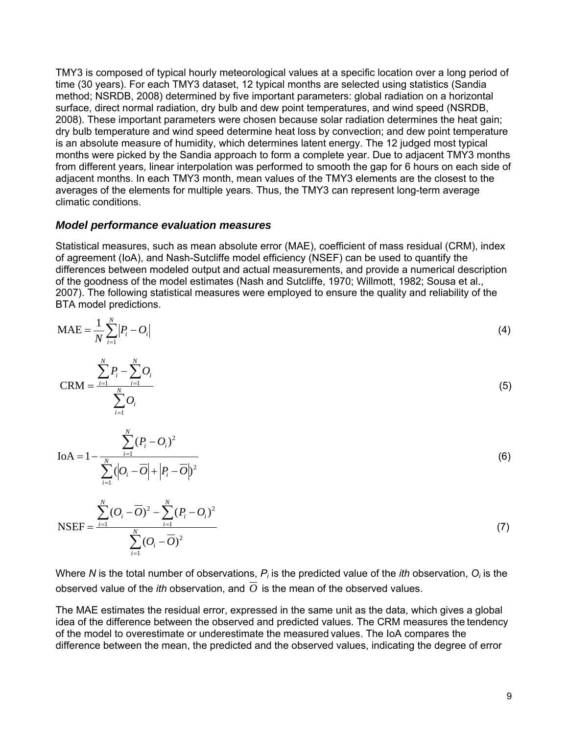TMY3 is composed of typical hourly meteorological values at a specific location over a long period of time (30 years). For each TMY3 dataset, 12 typical months are selected using statistics (Sandia method; NSRDB, 2008) determined by five important parameters: global radiation on a horizontal surface, direct normal radiation, dry bulb and dew point temperatures, and wind speed (NSRDB, 2008). These important parameters were chosen because solar radiation determines the heat gain; dry bulb temperature and wind speed determine heat loss by convection; and dew point temperature is an absolute measure of humidity, which determines latent energy. The 12 judged most typical months were picked by the Sandia approach to form a complete year. Due to adjacent TMY3 months from different years, linear interpolation was performed to smooth the gap for 6 hours on each side of adjacent months. In each TMY3 month, mean values of the TMY3 elements are the closest to the averages of the elements for multiple years. Thus, the TMY3 can represent long-term average climatic conditions.

### *Model performance evaluation measures*

Statistical measures, such as mean absolute error (MAE), coefficient of mass residual (CRM), index of agreement (IoA), and Nash-Sutcliffe model efficiency (NSEF) can be used to quantify the differences between modeled output and actual measurements, and provide a numerical description of the goodness of the model estimates (Nash and Sutcliffe, 1970; Willmott, 1982; Sousa et al., 2007). The following statistical measures were employed to ensure the quality and reliability of the BTA model predictions.

$$\mathrm{MAE} = \frac{1}{N}\sum_{i=1}^{N}\left|P_i - O_i\right| \tag{4}$$

$$\mathrm{CRM} = \frac{\sum_{i=1}^{N} P_i - \sum_{i=1}^{N} O_i}{\sum_{i=1}^{N} O_i} \tag{5}$$

$$\mathrm{IoA} = 1 - \frac{\sum_{i=1}^{N}(P_i - O_i)^2}{\sum_{i=1}^{N}\left(\left|O_i - \overline{O}\right| + \left|P_i - \overline{O}\right|\right)^2} \tag{6}$$

$$\mathrm{NSEF} = \frac{\sum_{i=1}^{N}(O_i - \overline{O})^2 - \sum_{i=1}^{N}(P_i - O_i)^2}{\sum_{i=1}^{N}(O_i - \overline{O})^2} \tag{7}$$

Where $N$ is the total number of observations, $P_i$ is the predicted value of the *ith* observation, $O_i$ is the observed value of the *ith* observation, and $\overline{O}$ is the mean of the observed values.

The MAE estimates the residual error, expressed in the same unit as the data, which gives a global idea of the difference between the observed and predicted values. The CRM measures the tendency of the model to overestimate or underestimate the measured values. The IoA compares the difference between the mean, the predicted and the observed values, indicating the degree of error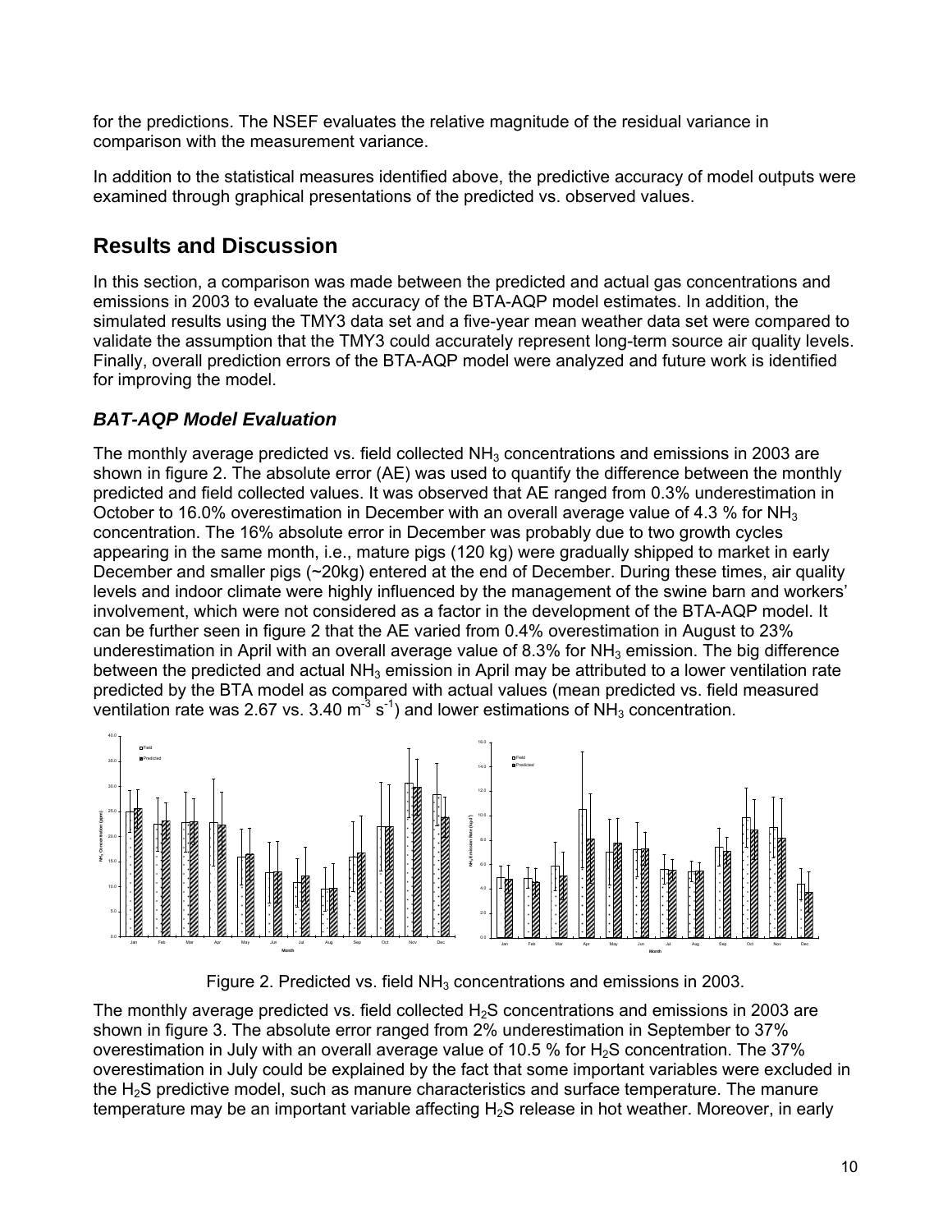for the predictions. The NSEF evaluates the relative magnitude of the residual variance in comparison with the measurement variance.

In addition to the statistical measures identified above, the predictive accuracy of model outputs were examined through graphical presentations of the predicted vs. observed values.

## Results and Discussion

In this section, a comparison was made between the predicted and actual gas concentrations and emissions in 2003 to evaluate the accuracy of the BTA-AQP model estimates. In addition, the simulated results using the TMY3 data set and a five-year mean weather data set were compared to validate the assumption that the TMY3 could accurately represent long-term source air quality levels. Finally, overall prediction errors of the BTA-AQP model were analyzed and future work is identified for improving the model.

### *BAT-AQP Model Evaluation*

The monthly average predicted vs. field collected $NH_3$ concentrations and emissions in 2003 are shown in figure 2. The absolute error (AE) was used to quantify the difference between the monthly predicted and field collected values. It was observed that AE ranged from 0.3% underestimation in October to 16.0% overestimation in December with an overall average value of 4.3 % for $NH_3$ concentration. The 16% absolute error in December was probably due to two growth cycles appearing in the same month, i.e., mature pigs (120 kg) were gradually shipped to market in early December and smaller pigs (~20kg) entered at the end of December. During these times, air quality levels and indoor climate were highly influenced by the management of the swine barn and workers' involvement, which were not considered as a factor in the development of the BTA-AQP model. It can be further seen in figure 2 that the AE varied from 0.4% overestimation in August to 23% underestimation in April with an overall average value of 8.3% for $NH_3$ emission. The big difference between the predicted and actual $NH_3$ emission in April may be attributed to a lower ventilation rate predicted by the BTA model as compared with actual values (mean predicted vs. field measured ventilation rate was 2.67 vs. 3.40 $m^{-3}$ $s^{-1}$) and lower estimations of $NH_3$ concentration.

Figure 2. Predicted vs. field $NH_3$ concentrations and emissions in 2003.

The monthly average predicted vs. field collected $H_2S$ concentrations and emissions in 2003 are shown in figure 3. The absolute error ranged from 2% underestimation in September to 37% overestimation in July with an overall average value of 10.5 % for $H_2S$ concentration. The 37% overestimation in July could be explained by the fact that some important variables were excluded in the $H_2S$ predictive model, such as manure characteristics and surface temperature. The manure temperature may be an important variable affecting $H_2S$ release in hot weather. Moreover, in early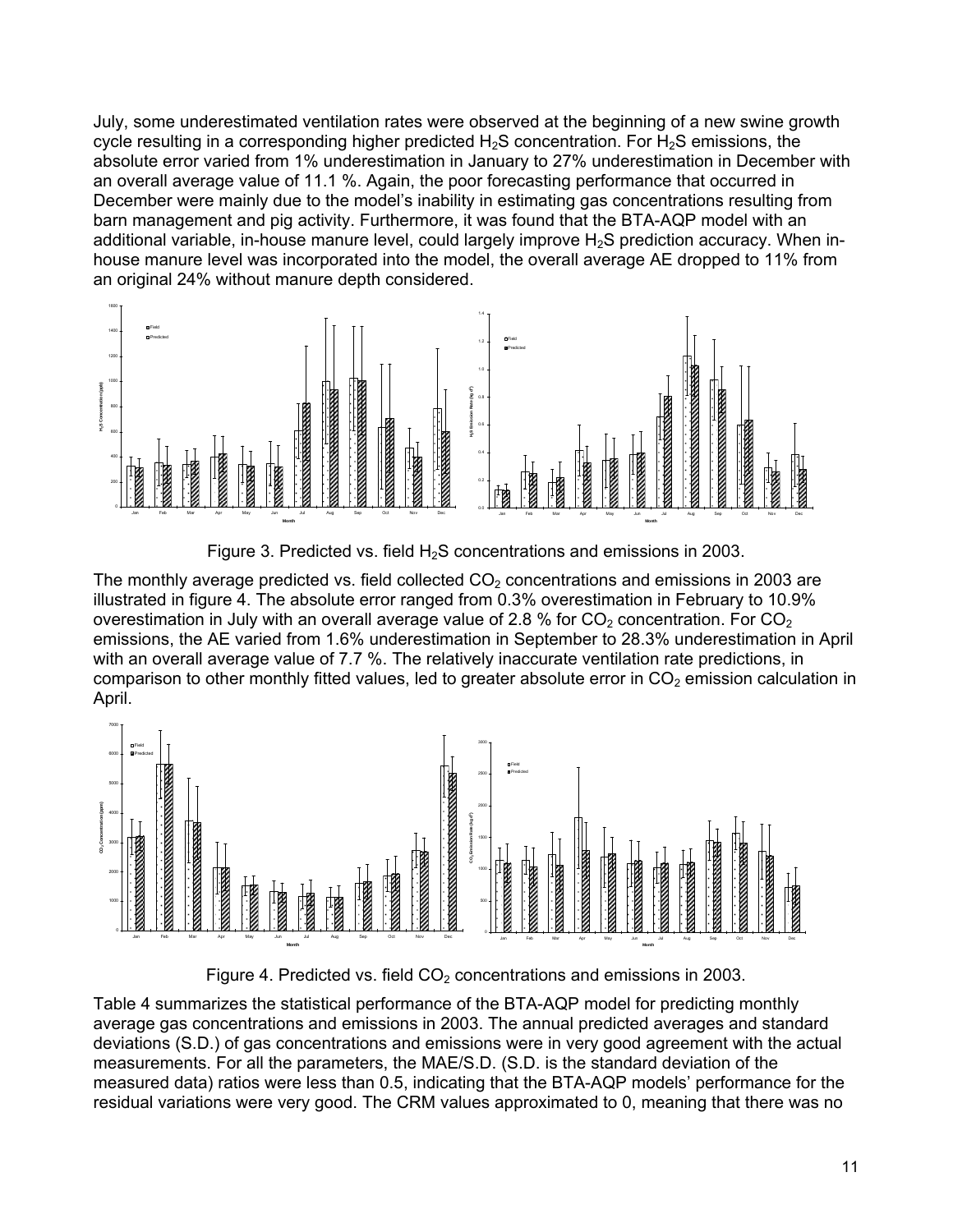July, some underestimated ventilation rates were observed at the beginning of a new swine growth cycle resulting in a corresponding higher predicted $H_2S$ concentration. For $H_2S$ emissions, the absolute error varied from 1% underestimation in January to 27% underestimation in December with an overall average value of 11.1 %. Again, the poor forecasting performance that occurred in December were mainly due to the model's inability in estimating gas concentrations resulting from barn management and pig activity. Furthermore, it was found that the BTA-AQP model with an additional variable, in-house manure level, could largely improve $H_2S$ prediction accuracy. When in-house manure level was incorporated into the model, the overall average AE dropped to 11% from an original 24% without manure depth considered.

Figure 3. Predicted vs. field $H_2S$ concentrations and emissions in 2003.

The monthly average predicted vs. field collected $CO_2$ concentrations and emissions in 2003 are illustrated in figure 4. The absolute error ranged from 0.3% overestimation in February to 10.9% overestimation in July with an overall average value of 2.8 % for $CO_2$ concentration. For $CO_2$ emissions, the AE varied from 1.6% underestimation in September to 28.3% underestimation in April with an overall average value of 7.7 %. The relatively inaccurate ventilation rate predictions, in comparison to other monthly fitted values, led to greater absolute error in $CO_2$ emission calculation in April.

Figure 4. Predicted vs. field $CO_2$ concentrations and emissions in 2003.

Table 4 summarizes the statistical performance of the BTA-AQP model for predicting monthly average gas concentrations and emissions in 2003. The annual predicted averages and standard deviations (S.D.) of gas concentrations and emissions were in very good agreement with the actual measurements. For all the parameters, the MAE/S.D. (S.D. is the standard deviation of the measured data) ratios were less than 0.5, indicating that the BTA-AQP models' performance for the residual variations were very good. The CRM values approximated to 0, meaning that there was no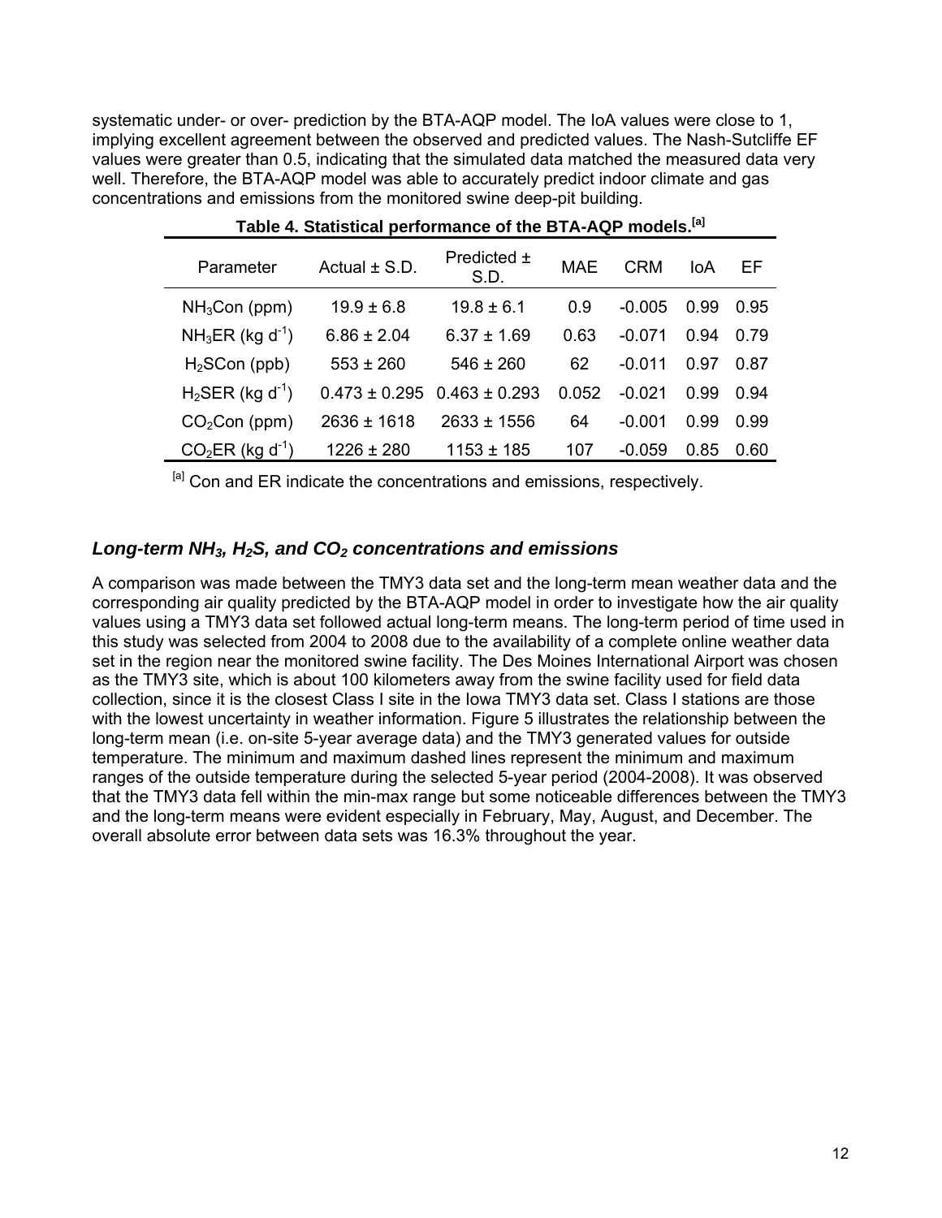systematic under- or over- prediction by the BTA-AQP model. The IoA values were close to 1, implying excellent agreement between the observed and predicted values. The Nash-Sutcliffe EF values were greater than 0.5, indicating that the simulated data matched the measured data very well. Therefore, the BTA-AQP model was able to accurately predict indoor climate and gas concentrations and emissions from the monitored swine deep-pit building.

**Table 4. Statistical performance of the BTA-AQP models.[a]**

| Parameter | Actual ± S.D. | Predicted ± S.D. | MAE | CRM | IoA | EF |
|---|---|---|---|---|---|---|
| $NH_3$Con (ppm) | 19.9 ± 6.8 | 19.8 ± 6.1 | 0.9 | -0.005 | 0.99 | 0.95 |
| $NH_3$ER (kg $d^{-1}$) | 6.86 ± 2.04 | 6.37 ± 1.69 | 0.63 | -0.071 | 0.94 | 0.79 |
| $H_2S$Con (ppb) | 553 ± 260 | 546 ± 260 | 62 | -0.011 | 0.97 | 0.87 |
| $H_2S$ER (kg $d^{-1}$) | 0.473 ± 0.295 | 0.463 ± 0.293 | 0.052 | -0.021 | 0.99 | 0.94 |
| $CO_2$Con (ppm) | 2636 ± 1618 | 2633 ± 1556 | 64 | -0.001 | 0.99 | 0.99 |
| $CO_2$ER (kg $d^{-1}$) | 1226 ± 280 | 1153 ± 185 | 107 | -0.059 | 0.85 | 0.60 |

[a] Con and ER indicate the concentrations and emissions, respectively.

### *Long-term $NH_3$, $H_2S$, and $CO_2$ concentrations and emissions*

A comparison was made between the TMY3 data set and the long-term mean weather data and the corresponding air quality predicted by the BTA-AQP model in order to investigate how the air quality values using a TMY3 data set followed actual long-term means. The long-term period of time used in this study was selected from 2004 to 2008 due to the availability of a complete online weather data set in the region near the monitored swine facility. The Des Moines International Airport was chosen as the TMY3 site, which is about 100 kilometers away from the swine facility used for field data collection, since it is the closest Class I site in the Iowa TMY3 data set. Class I stations are those with the lowest uncertainty in weather information. Figure 5 illustrates the relationship between the long-term mean (i.e. on-site 5-year average data) and the TMY3 generated values for outside temperature. The minimum and maximum dashed lines represent the minimum and maximum ranges of the outside temperature during the selected 5-year period (2004-2008). It was observed that the TMY3 data fell within the min-max range but some noticeable differences between the TMY3 and the long-term means were evident especially in February, May, August, and December. The overall absolute error between data sets was 16.3% throughout the year.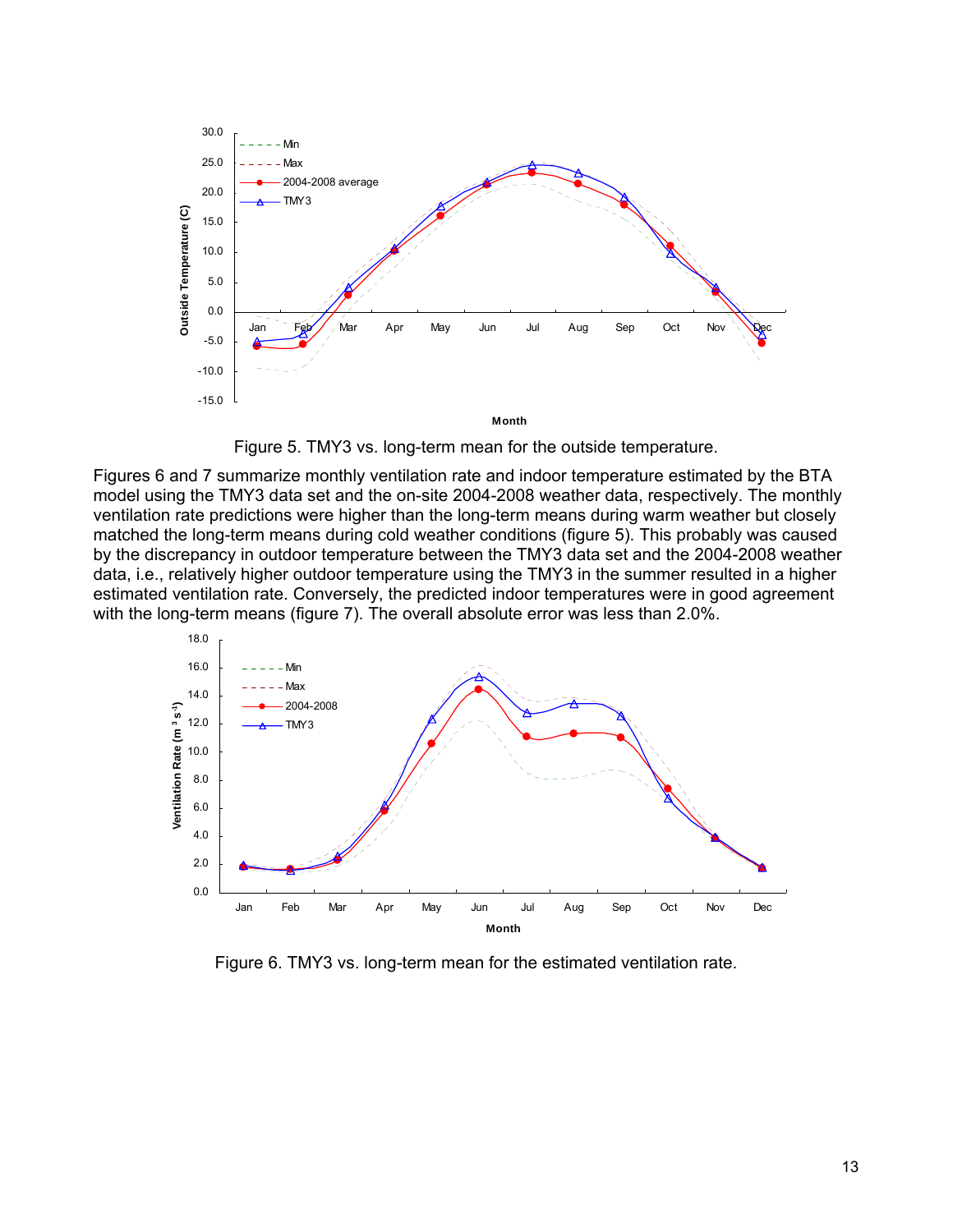Figure 5. TMY3 vs. long-term mean for the outside temperature.

Figures 6 and 7 summarize monthly ventilation rate and indoor temperature estimated by the BTA model using the TMY3 data set and the on-site 2004-2008 weather data, respectively. The monthly ventilation rate predictions were higher than the long-term means during warm weather but closely matched the long-term means during cold weather conditions (figure 5). This probably was caused by the discrepancy in outdoor temperature between the TMY3 data set and the 2004-2008 weather data, i.e., relatively higher outdoor temperature using the TMY3 in the summer resulted in a higher estimated ventilation rate. Conversely, the predicted indoor temperatures were in good agreement with the long-term means (figure 7). The overall absolute error was less than 2.0%.

Figure 6. TMY3 vs. long-term mean for the estimated ventilation rate.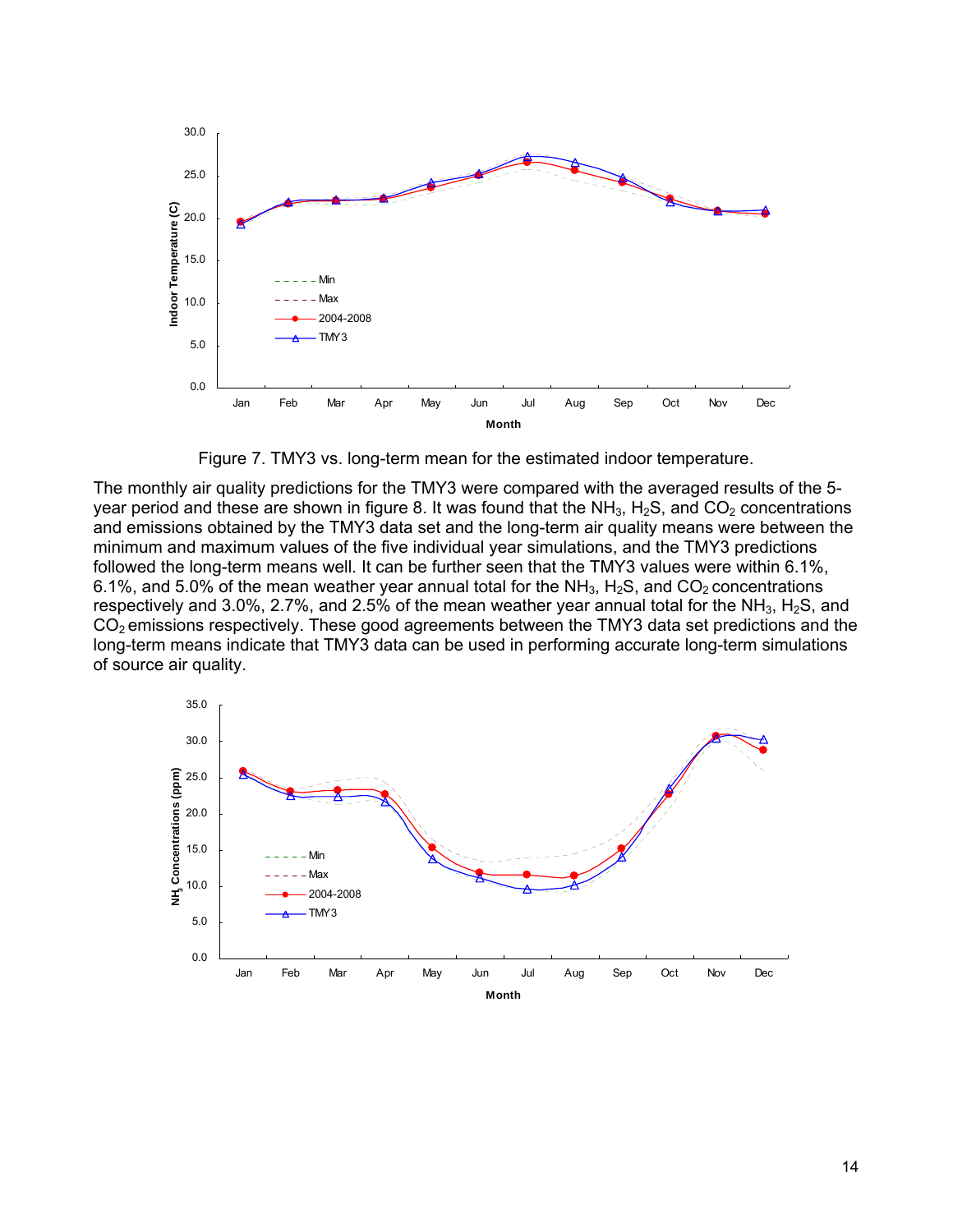Figure 7. TMY3 vs. long-term mean for the estimated indoor temperature.

The monthly air quality predictions for the TMY3 were compared with the averaged results of the 5-year period and these are shown in figure 8. It was found that the $NH_3$, $H_2S$, and $CO_2$ concentrations and emissions obtained by the TMY3 data set and the long-term air quality means were between the minimum and maximum values of the five individual year simulations, and the TMY3 predictions followed the long-term means well. It can be further seen that the TMY3 values were within 6.1%, 6.1%, and 5.0% of the mean weather year annual total for the $NH_3$, $H_2S$, and $CO_2$ concentrations respectively and 3.0%, 2.7%, and 2.5% of the mean weather year annual total for the $NH_3$, $H_2S$, and $CO_2$ emissions respectively. These good agreements between the TMY3 data set predictions and the long-term means indicate that TMY3 data can be used in performing accurate long-term simulations of source air quality.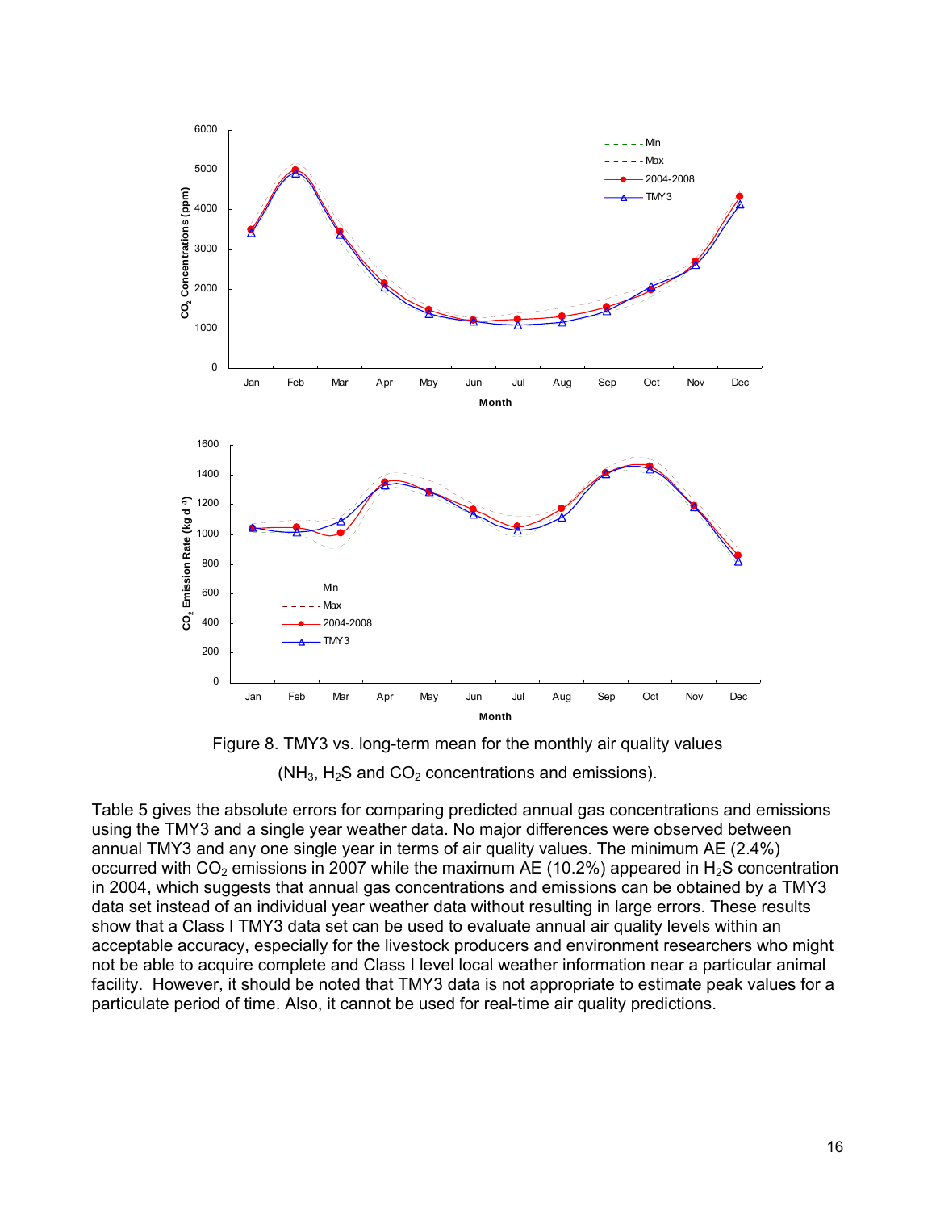Figure 8. TMY3 vs. long-term mean for the monthly air quality values ($NH_3$, $H_2S$ and $CO_2$ concentrations and emissions).

Table 5 gives the absolute errors for comparing predicted annual gas concentrations and emissions using the TMY3 and a single year weather data. No major differences were observed between annual TMY3 and any one single year in terms of air quality values. The minimum AE (2.4%) occurred with $CO_2$ emissions in 2007 while the maximum AE (10.2%) appeared in $H_2S$ concentration in 2004, which suggests that annual gas concentrations and emissions can be obtained by a TMY3 data set instead of an individual year weather data without resulting in large errors. These results show that a Class I TMY3 data set can be used to evaluate annual air quality levels within an acceptable accuracy, especially for the livestock producers and environment researchers who might not be able to acquire complete and Class I level local weather information near a particular animal facility. However, it should be noted that TMY3 data is not appropriate to estimate peak values for a particulate period of time. Also, it cannot be used for real-time air quality predictions.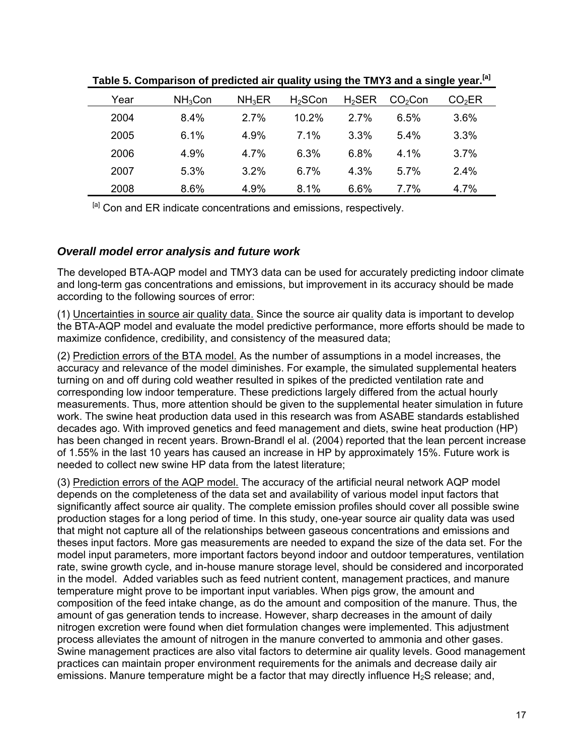**Table 5. Comparison of predicted air quality using the TMY3 and a single year.[a]**

| Year | $NH_3$Con | $NH_3$ER | $H_2S$Con | $H_2S$ER | $CO_2$Con | $CO_2$ER |
|---|---|---|---|---|---|---|
| 2004 | 8.4% | 2.7% | 10.2% | 2.7% | 6.5% | 3.6% |
| 2005 | 6.1% | 4.9% | 7.1% | 3.3% | 5.4% | 3.3% |
| 2006 | 4.9% | 4.7% | 6.3% | 6.8% | 4.1% | 3.7% |
| 2007 | 5.3% | 3.2% | 6.7% | 4.3% | 5.7% | 2.4% |
| 2008 | 8.6% | 4.9% | 8.1% | 6.6% | 7.7% | 4.7% |

[a] Con and ER indicate concentrations and emissions, respectively.

### *Overall model error analysis and future work*

The developed BTA-AQP model and TMY3 data can be used for accurately predicting indoor climate and long-term gas concentrations and emissions, but improvement in its accuracy should be made according to the following sources of error:

(1) Uncertainties in source air quality data. Since the source air quality data is important to develop the BTA-AQP model and evaluate the model predictive performance, more efforts should be made to maximize confidence, credibility, and consistency of the measured data;

(2) Prediction errors of the BTA model. As the number of assumptions in a model increases, the accuracy and relevance of the model diminishes. For example, the simulated supplemental heaters turning on and off during cold weather resulted in spikes of the predicted ventilation rate and corresponding low indoor temperature. These predictions largely differed from the actual hourly measurements. Thus, more attention should be given to the supplemental heater simulation in future work. The swine heat production data used in this research was from ASABE standards established decades ago. With improved genetics and feed management and diets, swine heat production (HP) has been changed in recent years. Brown-Brandl el al. (2004) reported that the lean percent increase of 1.55% in the last 10 years has caused an increase in HP by approximately 15%. Future work is needed to collect new swine HP data from the latest literature;

(3) Prediction errors of the AQP model. The accuracy of the artificial neural network AQP model depends on the completeness of the data set and availability of various model input factors that significantly affect source air quality. The complete emission profiles should cover all possible swine production stages for a long period of time. In this study, one-year source air quality data was used that might not capture all of the relationships between gaseous concentrations and emissions and theses input factors. More gas measurements are needed to expand the size of the data set. For the model input parameters, more important factors beyond indoor and outdoor temperatures, ventilation rate, swine growth cycle, and in-house manure storage level, should be considered and incorporated in the model. Added variables such as feed nutrient content, management practices, and manure temperature might prove to be important input variables. When pigs grow, the amount and composition of the feed intake change, as do the amount and composition of the manure. Thus, the amount of gas generation tends to increase. However, sharp decreases in the amount of daily nitrogen excretion were found when diet formulation changes were implemented. This adjustment process alleviates the amount of nitrogen in the manure converted to ammonia and other gases. Swine management practices are also vital factors to determine air quality levels. Good management practices can maintain proper environment requirements for the animals and decrease daily air emissions. Manure temperature might be a factor that may directly influence $H_2S$ release; and,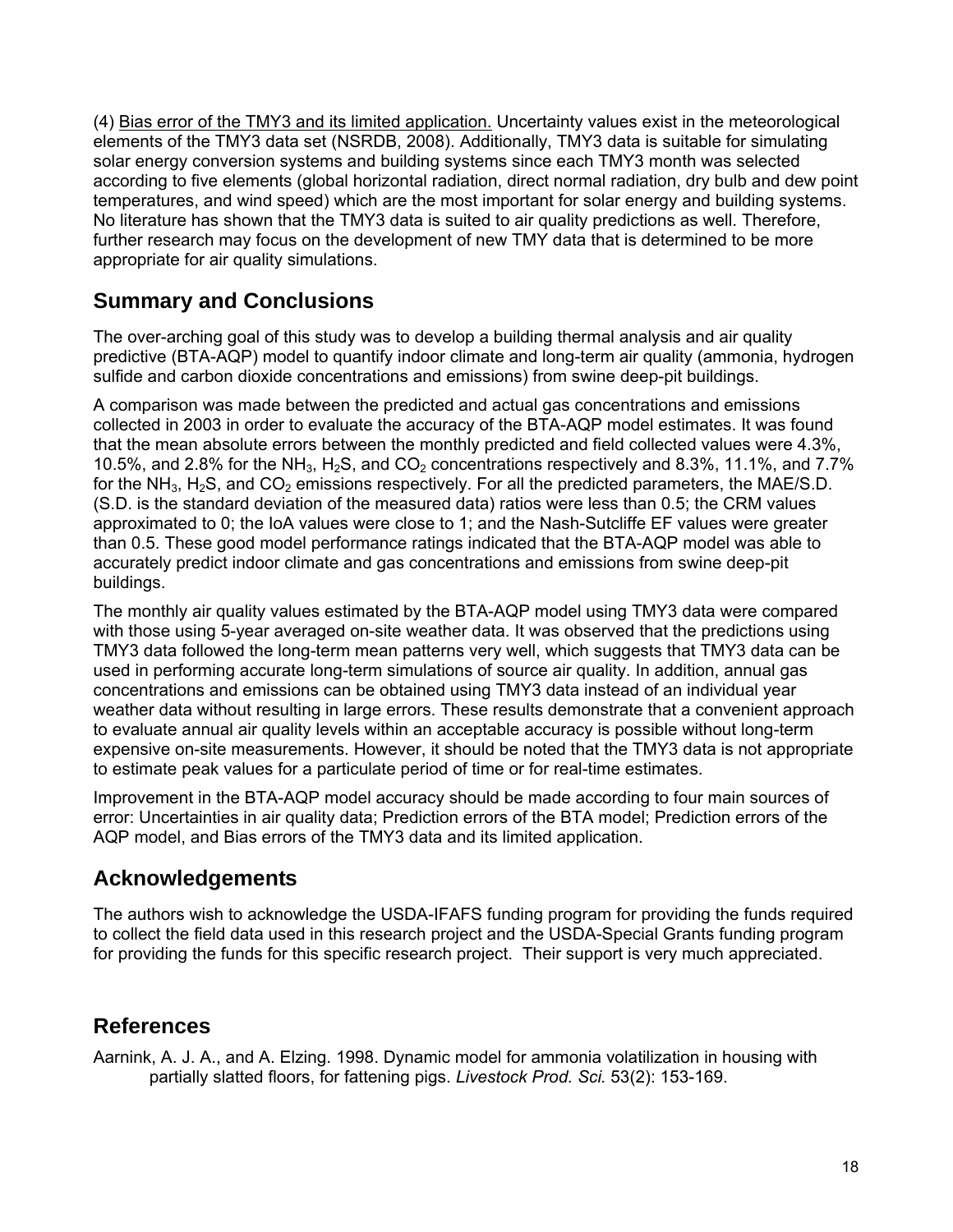(4) Bias error of the TMY3 and its limited application. Uncertainty values exist in the meteorological elements of the TMY3 data set (NSRDB, 2008). Additionally, TMY3 data is suitable for simulating solar energy conversion systems and building systems since each TMY3 month was selected according to five elements (global horizontal radiation, direct normal radiation, dry bulb and dew point temperatures, and wind speed) which are the most important for solar energy and building systems. No literature has shown that the TMY3 data is suited to air quality predictions as well. Therefore, further research may focus on the development of new TMY data that is determined to be more appropriate for air quality simulations.

## Summary and Conclusions

The over-arching goal of this study was to develop a building thermal analysis and air quality predictive (BTA-AQP) model to quantify indoor climate and long-term air quality (ammonia, hydrogen sulfide and carbon dioxide concentrations and emissions) from swine deep-pit buildings.

A comparison was made between the predicted and actual gas concentrations and emissions collected in 2003 in order to evaluate the accuracy of the BTA-AQP model estimates. It was found that the mean absolute errors between the monthly predicted and field collected values were 4.3%, 10.5%, and 2.8% for the $NH_3$, $H_2S$, and $CO_2$ concentrations respectively and 8.3%, 11.1%, and 7.7% for the $NH_3$, $H_2S$, and $CO_2$ emissions respectively. For all the predicted parameters, the MAE/S.D. (S.D. is the standard deviation of the measured data) ratios were less than 0.5; the CRM values approximated to 0; the IoA values were close to 1; and the Nash-Sutcliffe EF values were greater than 0.5. These good model performance ratings indicated that the BTA-AQP model was able to accurately predict indoor climate and gas concentrations and emissions from swine deep-pit buildings.

The monthly air quality values estimated by the BTA-AQP model using TMY3 data were compared with those using 5-year averaged on-site weather data. It was observed that the predictions using TMY3 data followed the long-term mean patterns very well, which suggests that TMY3 data can be used in performing accurate long-term simulations of source air quality. In addition, annual gas concentrations and emissions can be obtained using TMY3 data instead of an individual year weather data without resulting in large errors. These results demonstrate that a convenient approach to evaluate annual air quality levels within an acceptable accuracy is possible without long-term expensive on-site measurements. However, it should be noted that the TMY3 data is not appropriate to estimate peak values for a particulate period of time or for real-time estimates.

Improvement in the BTA-AQP model accuracy should be made according to four main sources of error: Uncertainties in air quality data; Prediction errors of the BTA model; Prediction errors of the AQP model, and Bias errors of the TMY3 data and its limited application.

## Acknowledgements

The authors wish to acknowledge the USDA-IFAFS funding program for providing the funds required to collect the field data used in this research project and the USDA-Special Grants funding program for providing the funds for this specific research project. Their support is very much appreciated.

## References

Aarnink, A. J. A., and A. Elzing. 1998. Dynamic model for ammonia volatilization in housing with partially slatted floors, for fattening pigs. *Livestock Prod. Sci.* 53(2): 153-169.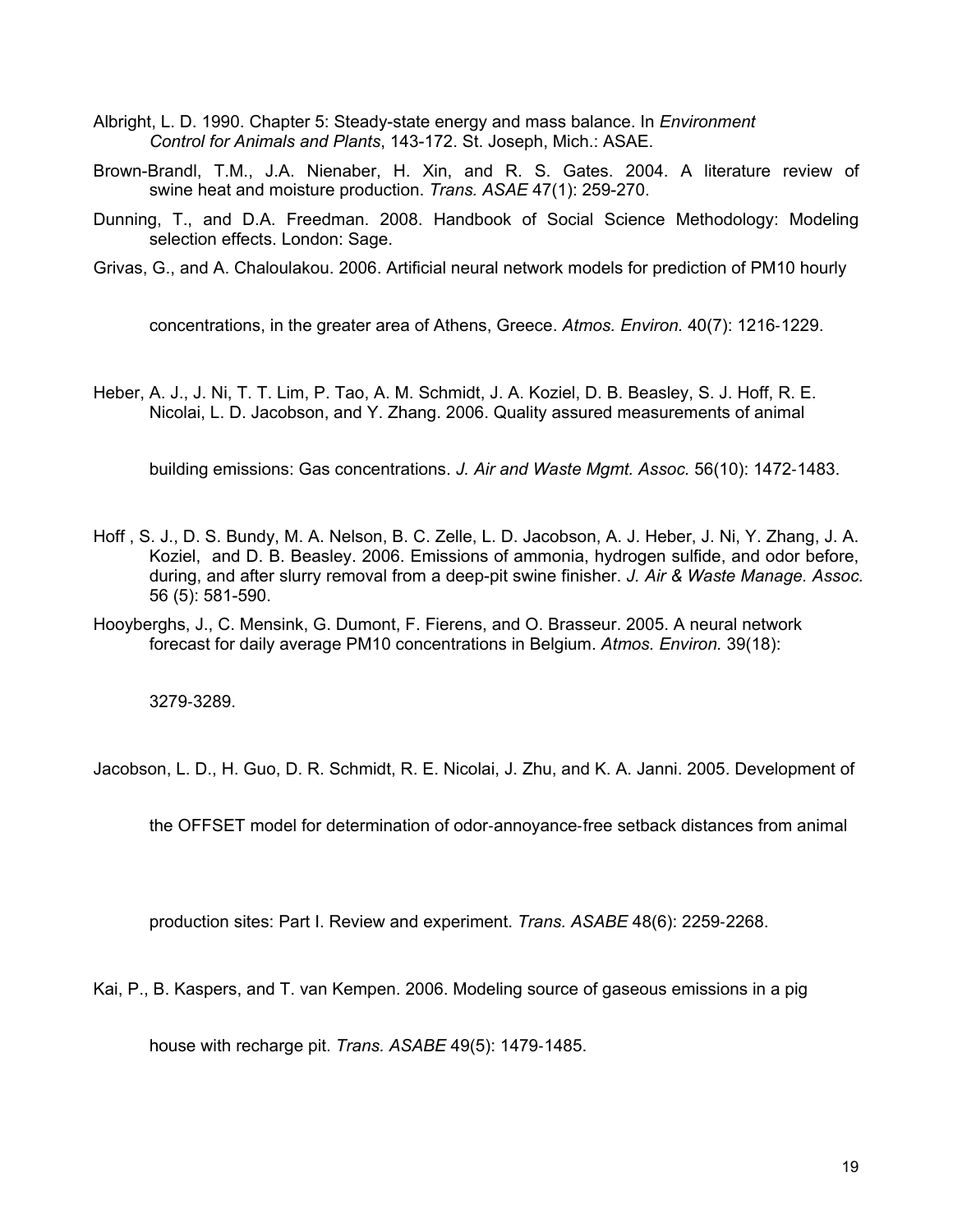Albright, L. D. 1990. Chapter 5: Steady-state energy and mass balance. In *Environment Control for Animals and Plants*, 143-172. St. Joseph, Mich.: ASAE.

Brown-Brandl, T.M., J.A. Nienaber, H. Xin, and R. S. Gates. 2004. A literature review of swine heat and moisture production. *Trans. ASAE* 47(1): 259-270.

Dunning, T., and D.A. Freedman. 2008. Handbook of Social Science Methodology: Modeling selection effects. London: Sage.

Grivas, G., and A. Chaloulakou. 2006. Artificial neural network models for prediction of PM10 hourly concentrations, in the greater area of Athens, Greece. *Atmos. Environ.* 40(7): 1216-1229.

Heber, A. J., J. Ni, T. T. Lim, P. Tao, A. M. Schmidt, J. A. Koziel, D. B. Beasley, S. J. Hoff, R. E. Nicolai, L. D. Jacobson, and Y. Zhang. 2006. Quality assured measurements of animal building emissions: Gas concentrations. *J. Air and Waste Mgmt. Assoc.* 56(10): 1472-1483.

Hoff , S. J., D. S. Bundy, M. A. Nelson, B. C. Zelle, L. D. Jacobson, A. J. Heber, J. Ni, Y. Zhang, J. A. Koziel, and D. B. Beasley. 2006. Emissions of ammonia, hydrogen sulfide, and odor before, during, and after slurry removal from a deep-pit swine finisher. *J. Air & Waste Manage. Assoc.* 56 (5): 581-590.

Hooyberghs, J., C. Mensink, G. Dumont, F. Fierens, and O. Brasseur. 2005. A neural network forecast for daily average PM10 concentrations in Belgium. *Atmos. Environ.* 39(18): 3279-3289.

Jacobson, L. D., H. Guo, D. R. Schmidt, R. E. Nicolai, J. Zhu, and K. A. Janni. 2005. Development of the OFFSET model for determination of odor-annoyance-free setback distances from animal production sites: Part I. Review and experiment. *Trans. ASABE* 48(6): 2259-2268.

Kai, P., B. Kaspers, and T. van Kempen. 2006. Modeling source of gaseous emissions in a pig house with recharge pit. *Trans. ASABE* 49(5): 1479-1485.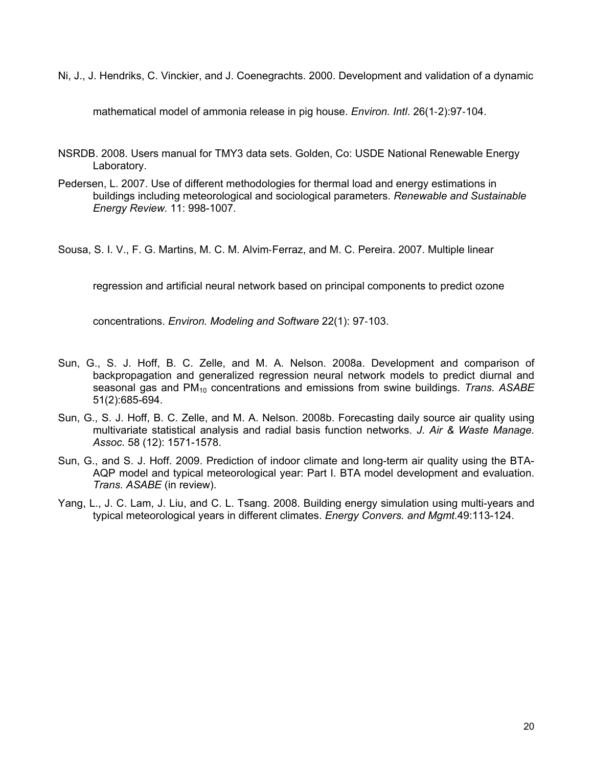Ni, J., J. Hendriks, C. Vinckier, and J. Coenegrachts. 2000. Development and validation of a dynamic mathematical model of ammonia release in pig house. *Environ. Intl*. 26(1-2):97-104.

NSRDB. 2008. Users manual for TMY3 data sets. Golden, Co: USDE National Renewable Energy Laboratory.

Pedersen, L. 2007. Use of different methodologies for thermal load and energy estimations in buildings including meteorological and sociological parameters. *Renewable and Sustainable Energy Review.* 11: 998-1007.

Sousa, S. I. V., F. G. Martins, M. C. M. Alvim-Ferraz, and M. C. Pereira. 2007. Multiple linear regression and artificial neural network based on principal components to predict ozone concentrations. *Environ. Modeling and Software* 22(1): 97-103.

Sun, G., S. J. Hoff, B. C. Zelle, and M. A. Nelson. 2008a. Development and comparison of backpropagation and generalized regression neural network models to predict diurnal and seasonal gas and $PM_{10}$ concentrations and emissions from swine buildings. *Trans. ASABE* 51(2):685-694.

Sun, G., S. J. Hoff, B. C. Zelle, and M. A. Nelson. 2008b. Forecasting daily source air quality using multivariate statistical analysis and radial basis function networks. *J. Air & Waste Manage. Assoc.* 58 (12): 1571-1578.

Sun, G., and S. J. Hoff. 2009. Prediction of indoor climate and long-term air quality using the BTA-AQP model and typical meteorological year: Part I. BTA model development and evaluation. *Trans. ASABE* (in review).

Yang, L., J. C. Lam, J. Liu, and C. L. Tsang. 2008. Building energy simulation using multi-years and typical meteorological years in different climates. *Energy Convers. and Mgmt.*49:113-124.